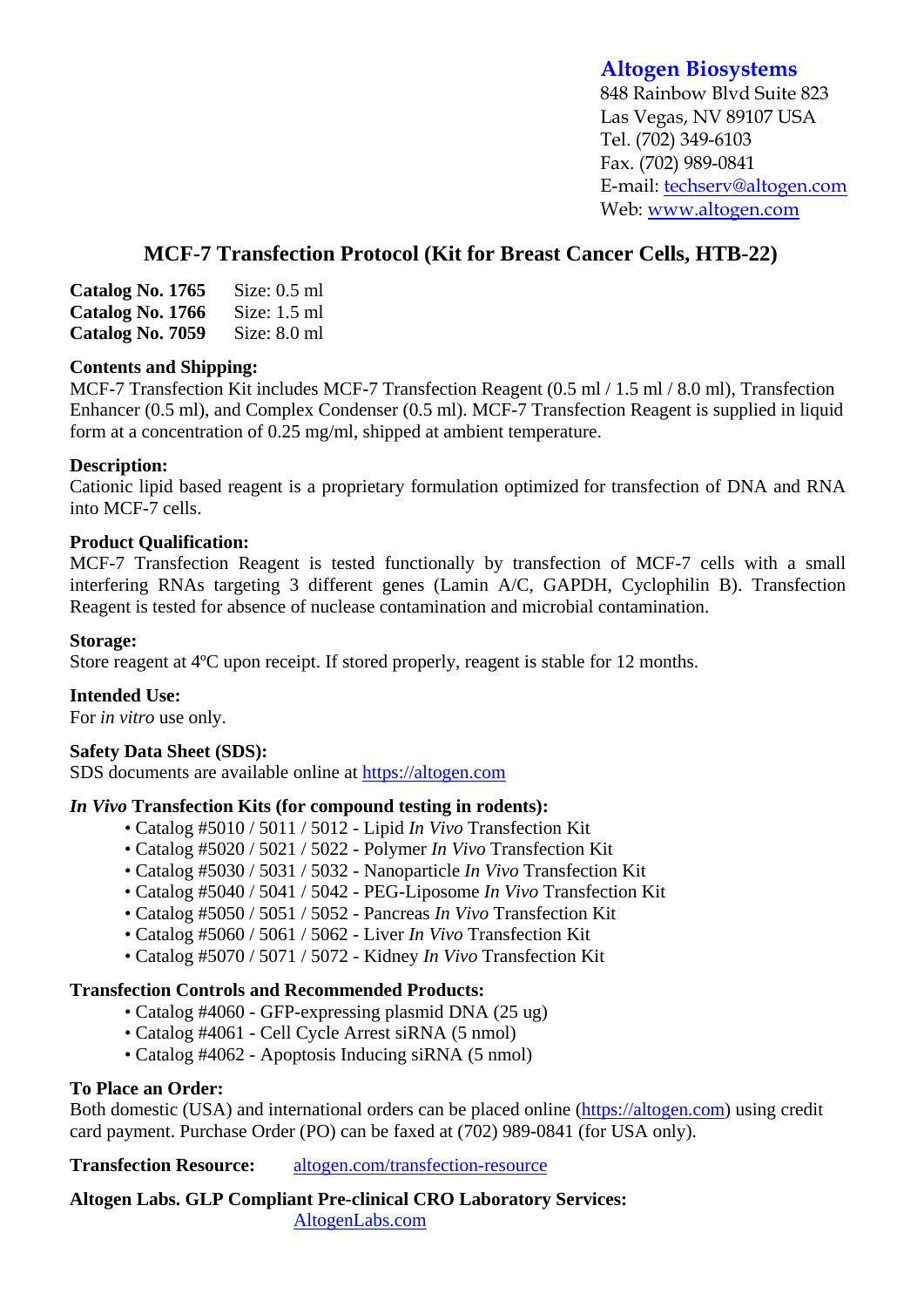**Altogen Biosystems**
848 Rainbow Blvd Suite 823
Las Vegas, NV 89107 USA
Tel. (702) 349-6103
Fax. (702) 989-0841
E-mail: techserv@altogen.com
Web: www.altogen.com

# MCF-7 Transfection Protocol (Kit for Breast Cancer Cells, HTB-22)

**Catalog No. 1765** Size: 0.5 ml
**Catalog No. 1766** Size: 1.5 ml
**Catalog No. 7059** Size: 8.0 ml

**Contents and Shipping:**
MCF-7 Transfection Kit includes MCF-7 Transfection Reagent (0.5 ml / 1.5 ml / 8.0 ml), Transfection Enhancer (0.5 ml), and Complex Condenser (0.5 ml). MCF-7 Transfection Reagent is supplied in liquid form at a concentration of 0.25 mg/ml, shipped at ambient temperature.

**Description:**
Cationic lipid based reagent is a proprietary formulation optimized for transfection of DNA and RNA into MCF-7 cells.

**Product Qualification:**
MCF-7 Transfection Reagent is tested functionally by transfection of MCF-7 cells with a small interfering RNAs targeting 3 different genes (Lamin A/C, GAPDH, Cyclophilin B). Transfection Reagent is tested for absence of nuclease contamination and microbial contamination.

**Storage:**
Store reagent at 4ºC upon receipt. If stored properly, reagent is stable for 12 months.

**Intended Use:**
For *in vitro* use only.

**Safety Data Sheet (SDS):**
SDS documents are available online at https://altogen.com

***In Vivo* Transfection Kits (for compound testing in rodents):**

- Catalog #5010 / 5011 / 5012 - Lipid *In Vivo* Transfection Kit
- Catalog #5020 / 5021 / 5022 - Polymer *In Vivo* Transfection Kit
- Catalog #5030 / 5031 / 5032 - Nanoparticle *In Vivo* Transfection Kit
- Catalog #5040 / 5041 / 5042 - PEG-Liposome *In Vivo* Transfection Kit
- Catalog #5050 / 5051 / 5052 - Pancreas *In Vivo* Transfection Kit
- Catalog #5060 / 5061 / 5062 - Liver *In Vivo* Transfection Kit
- Catalog #5070 / 5071 / 5072 - Kidney *In Vivo* Transfection Kit

**Transfection Controls and Recommended Products:**

- Catalog #4060 - GFP-expressing plasmid DNA (25 ug)
- Catalog #4061 - Cell Cycle Arrest siRNA (5 nmol)
- Catalog #4062 - Apoptosis Inducing siRNA (5 nmol)

**To Place an Order:**
Both domestic (USA) and international orders can be placed online (https://altogen.com) using credit card payment. Purchase Order (PO) can be faxed at (702) 989-0841 (for USA only).

**Transfection Resource:** altogen.com/transfection-resource

**Altogen Labs. GLP Compliant Pre-clinical CRO Laboratory Services:**
AltogenLabs.com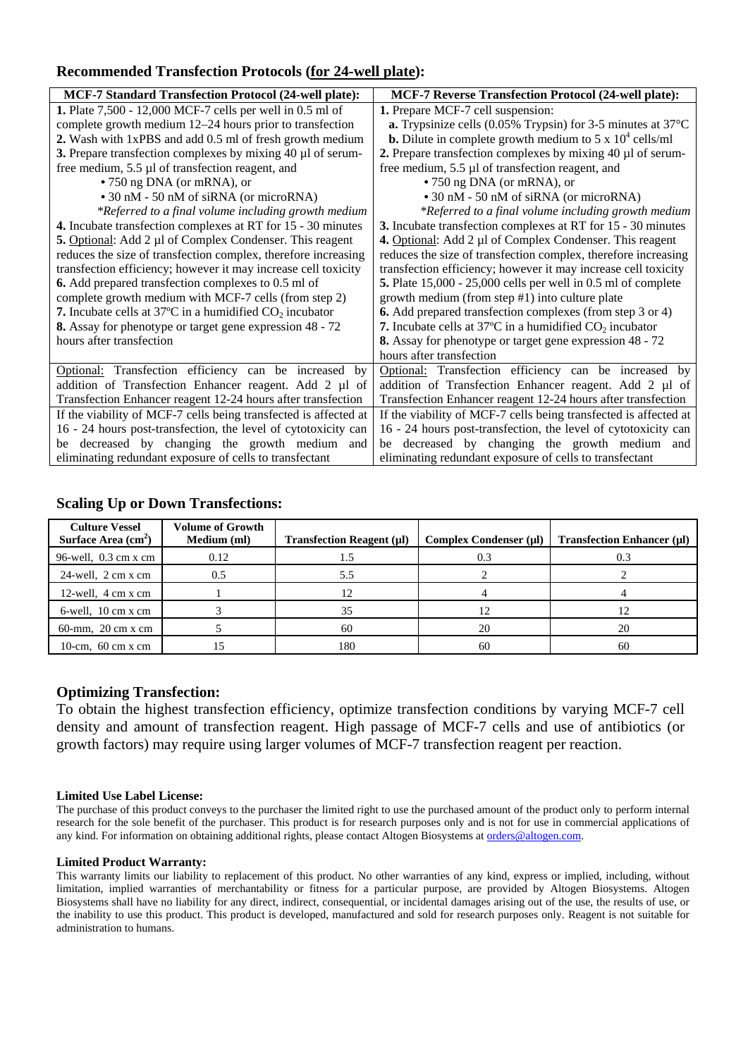## Recommended Transfection Protocols (for 24-well plate):

| MCF-7 Standard Transfection Protocol (24-well plate): | MCF-7 Reverse Transfection Protocol (24-well plate): |
|---|---|
| **1.** Plate 7,500 - 12,000 MCF-7 cells per well in 0.5 ml of complete growth medium 12–24 hours prior to transfection<br>**2.** Wash with 1xPBS and add 0.5 ml of fresh growth medium<br>**3.** Prepare transfection complexes by mixing 40 µl of serum-free medium, 5.5 µl of transfection reagent, and<br>• 750 ng DNA (or mRNA), or<br>• 30 nM - 50 nM of siRNA (or microRNA)<br>*\*Referred to a final volume including growth medium*<br>**4.** Incubate transfection complexes at RT for 15 - 30 minutes<br>**5.** Optional: Add 2 µl of Complex Condenser. This reagent reduces the size of transfection complex, therefore increasing transfection efficiency; however it may increase cell toxicity<br>**6.** Add prepared transfection complexes to 0.5 ml of complete growth medium with MCF-7 cells (from step 2)<br>**7.** Incubate cells at 37ºC in a humidified $CO_2$ incubator<br>**8.** Assay for phenotype or target gene expression 48 - 72 hours after transfection | **1.** Prepare MCF-7 cell suspension:<br>**a.** Trypsinize cells (0.05% Trypsin) for 3-5 minutes at 37°C<br>**b.** Dilute in complete growth medium to $5 \times 10^4$ cells/ml<br>**2.** Prepare transfection complexes by mixing 40 µl of serum-free medium, 5.5 µl of transfection reagent, and<br>• 750 ng DNA (or mRNA), or<br>• 30 nM - 50 nM of siRNA (or microRNA)<br>*\*Referred to a final volume including growth medium*<br>**3.** Incubate transfection complexes at RT for 15 - 30 minutes<br>**4.** Optional: Add 2 µl of Complex Condenser. This reagent reduces the size of transfection complex, therefore increasing transfection efficiency; however it may increase cell toxicity<br>**5.** Plate 15,000 - 25,000 cells per well in 0.5 ml of complete growth medium (from step #1) into culture plate<br>**6.** Add prepared transfection complexes (from step 3 or 4)<br>**7.** Incubate cells at 37ºC in a humidified $CO_2$ incubator<br>**8.** Assay for phenotype or target gene expression 48 - 72 hours after transfection |
| Optional: Transfection efficiency can be increased by addition of Transfection Enhancer reagent. Add 2 µl of Transfection Enhancer reagent 12-24 hours after transfection | Optional: Transfection efficiency can be increased by addition of Transfection Enhancer reagent. Add 2 µl of Transfection Enhancer reagent 12-24 hours after transfection |
| If the viability of MCF-7 cells being transfected is affected at 16 - 24 hours post-transfection, the level of cytotoxicity can be decreased by changing the growth medium and eliminating redundant exposure of cells to transfectant | If the viability of MCF-7 cells being transfected is affected at 16 - 24 hours post-transfection, the level of cytotoxicity can be decreased by changing the growth medium and eliminating redundant exposure of cells to transfectant |

## Scaling Up or Down Transfections:

| Culture Vessel Surface Area ($cm^2$) | Volume of Growth Medium (ml) | Transfection Reagent (µl) | Complex Condenser (µl) | Transfection Enhancer (µl) |
|---|---|---|---|---|
| 96-well, 0.3 cm x cm | 0.12 | 1.5 | 0.3 | 0.3 |
| 24-well, 2 cm x cm | 0.5 | 5.5 | 2 | 2 |
| 12-well, 4 cm x cm | 1 | 12 | 4 | 4 |
| 6-well, 10 cm x cm | 3 | 35 | 12 | 12 |
| 60-mm, 20 cm x cm | 5 | 60 | 20 | 20 |
| 10-cm, 60 cm x cm | 15 | 180 | 60 | 60 |

## Optimizing Transfection:

To obtain the highest transfection efficiency, optimize transfection conditions by varying MCF-7 cell density and amount of transfection reagent. High passage of MCF-7 cells and use of antibiotics (or growth factors) may require using larger volumes of MCF-7 transfection reagent per reaction.

#### Limited Use Label License:

The purchase of this product conveys to the purchaser the limited right to use the purchased amount of the product only to perform internal research for the sole benefit of the purchaser. This product is for research purposes only and is not for use in commercial applications of any kind. For information on obtaining additional rights, please contact Altogen Biosystems at orders@altogen.com.

#### Limited Product Warranty:

This warranty limits our liability to replacement of this product. No other warranties of any kind, express or implied, including, without limitation, implied warranties of merchantability or fitness for a particular purpose, are provided by Altogen Biosystems. Altogen Biosystems shall have no liability for any direct, indirect, consequential, or incidental damages arising out of the use, the results of use, or the inability to use this product. This product is developed, manufactured and sold for research purposes only. Reagent is not suitable for administration to humans.